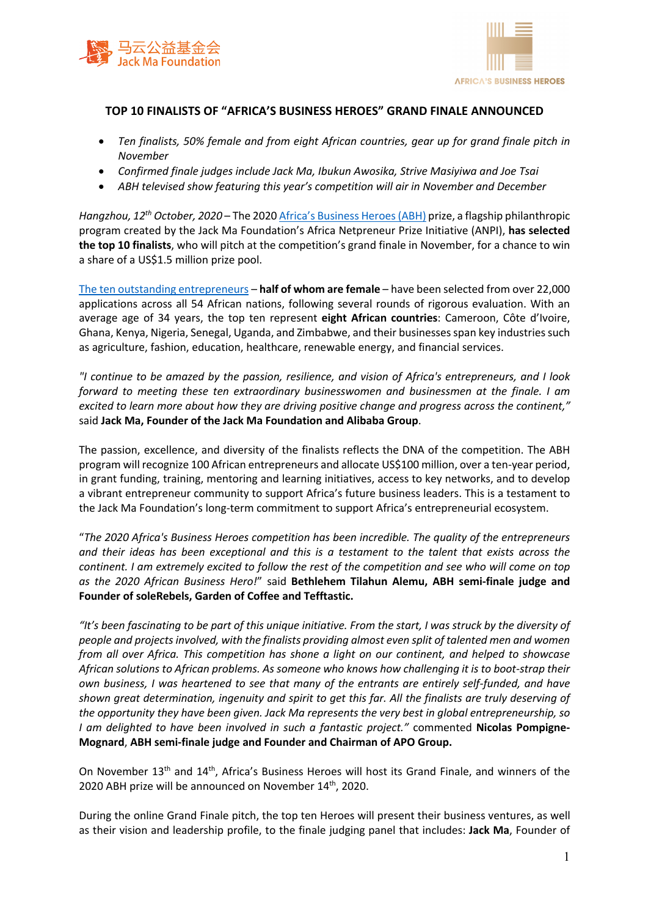# TOP 10 FINALISTS OF "AFRICA'S BUSINESS HEROES" GRAND FINALE ANNOUNCED

- *Ten finalists, 50% female and from eight African countries, gear up for grand finale pitch in November*
- *Confirmed finale judges include Jack Ma, Ibukun Awosika, Strive Masiyiwa and Joe Tsai*
- *ABH televised show featuring this year's competition will air in November and December*

*Hangzhou, 12th October, 2020* – The 2020 Africa's Business Heroes (ABH) prize, a flagship philanthropic program created by the Jack Ma Foundation's Africa Netpreneur Prize Initiative (ANPI), **has selected the top 10 finalists**, who will pitch at the competition's grand finale in November, for a chance to win a share of a US$1.5 million prize pool.

The ten outstanding entrepreneurs – **half of whom are female** – have been selected from over 22,000 applications across all 54 African nations, following several rounds of rigorous evaluation. With an average age of 34 years, the top ten represent **eight African countries**: Cameroon, Côte d'Ivoire, Ghana, Kenya, Nigeria, Senegal, Uganda, and Zimbabwe, and their businesses span key industries such as agriculture, fashion, education, healthcare, renewable energy, and financial services.

*"I continue to be amazed by the passion, resilience, and vision of Africa's entrepreneurs, and I look forward to meeting these ten extraordinary businesswomen and businessmen at the finale. I am excited to learn more about how they are driving positive change and progress across the continent,"* said **Jack Ma, Founder of the Jack Ma Foundation and Alibaba Group**.

The passion, excellence, and diversity of the finalists reflects the DNA of the competition. The ABH program will recognize 100 African entrepreneurs and allocate US$100 million, over a ten-year period, in grant funding, training, mentoring and learning initiatives, access to key networks, and to develop a vibrant entrepreneur community to support Africa's future business leaders. This is a testament to the Jack Ma Foundation's long-term commitment to support Africa's entrepreneurial ecosystem.

"*The 2020 Africa's Business Heroes competition has been incredible. The quality of the entrepreneurs and their ideas has been exceptional and this is a testament to the talent that exists across the continent. I am extremely excited to follow the rest of the competition and see who will come on top as the 2020 African Business Hero!*" said **Bethlehem Tilahun Alemu, ABH semi-finale judge and Founder of soleRebels, Garden of Coffee and Tefftastic.**

*"It's been fascinating to be part of this unique initiative. From the start, I was struck by the diversity of people and projects involved, with the finalists providing almost even split of talented men and women from all over Africa. This competition has shone a light on our continent, and helped to showcase African solutions to African problems. As someone who knows how challenging it is to boot-strap their own business, I was heartened to see that many of the entrants are entirely self-funded, and have shown great determination, ingenuity and spirit to get this far. All the finalists are truly deserving of the opportunity they have been given. Jack Ma represents the very best in global entrepreneurship, so I am delighted to have been involved in such a fantastic project."* commented **Nicolas Pompigne-Mognard**, **ABH semi-finale judge and Founder and Chairman of APO Group.**

On November 13th and 14th, Africa's Business Heroes will host its Grand Finale, and winners of the 2020 ABH prize will be announced on November 14th, 2020.

During the online Grand Finale pitch, the top ten Heroes will present their business ventures, as well as their vision and leadership profile, to the finale judging panel that includes: **Jack Ma**, Founder of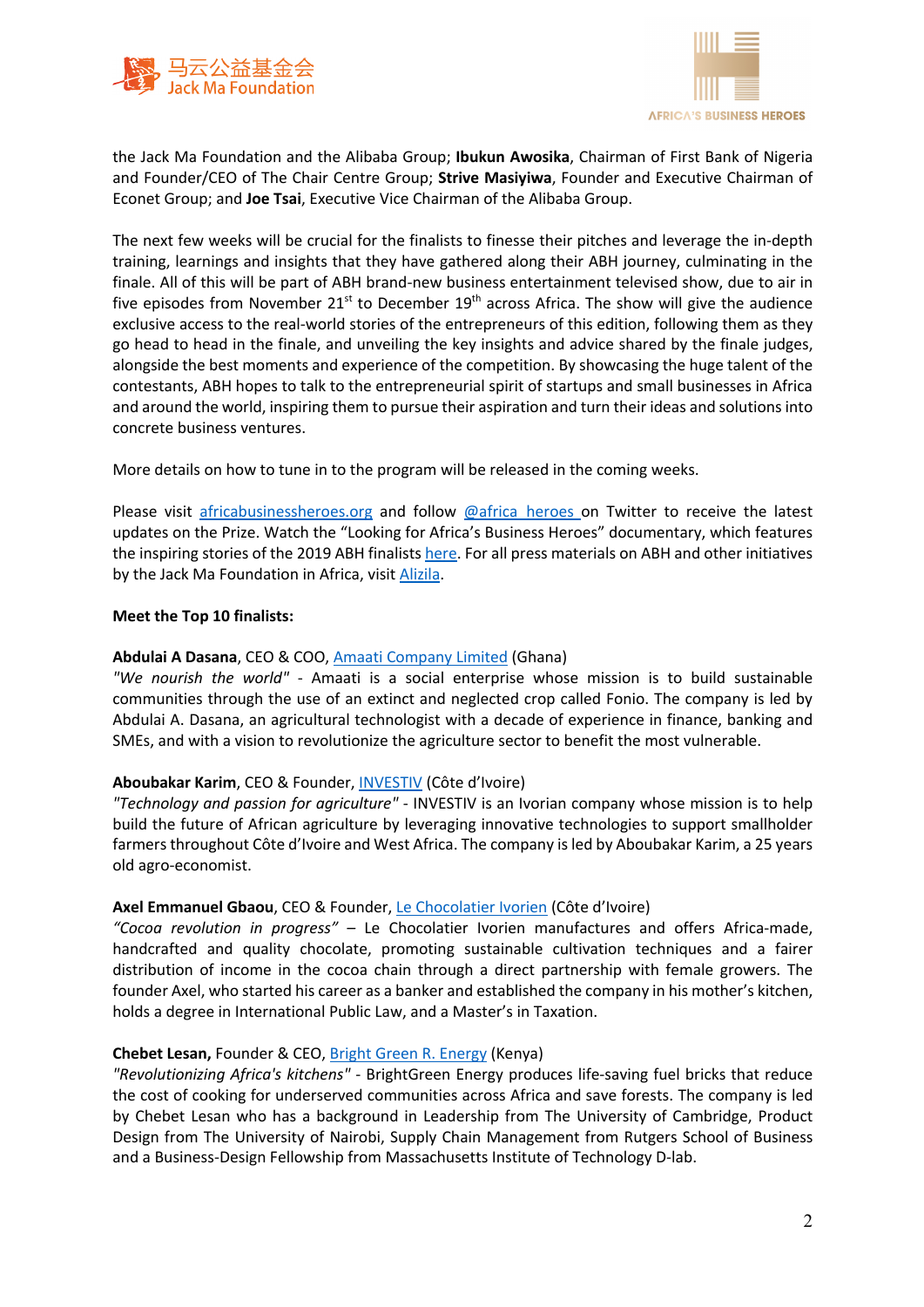the Jack Ma Foundation and the Alibaba Group; **Ibukun Awosika**, Chairman of First Bank of Nigeria and Founder/CEO of The Chair Centre Group; **Strive Masiyiwa**, Founder and Executive Chairman of Econet Group; and **Joe Tsai**, Executive Vice Chairman of the Alibaba Group.

The next few weeks will be crucial for the finalists to finesse their pitches and leverage the in-depth training, learnings and insights that they have gathered along their ABH journey, culminating in the finale. All of this will be part of ABH brand-new business entertainment televised show, due to air in five episodes from November 21st to December 19th across Africa. The show will give the audience exclusive access to the real-world stories of the entrepreneurs of this edition, following them as they go head to head in the finale, and unveiling the key insights and advice shared by the finale judges, alongside the best moments and experience of the competition. By showcasing the huge talent of the contestants, ABH hopes to talk to the entrepreneurial spirit of startups and small businesses in Africa and around the world, inspiring them to pursue their aspiration and turn their ideas and solutions into concrete business ventures.

More details on how to tune in to the program will be released in the coming weeks.

Please visit africabusinessheroes.org and follow @africa_heroes on Twitter to receive the latest updates on the Prize. Watch the "Looking for Africa's Business Heroes" documentary, which features the inspiring stories of the 2019 ABH finalists here. For all press materials on ABH and other initiatives by the Jack Ma Foundation in Africa, visit Alizila.

**Meet the Top 10 finalists:**

**Abdulai A Dasana**, CEO & COO, Amaati Company Limited (Ghana)
*"We nourish the world"* - Amaati is a social enterprise whose mission is to build sustainable communities through the use of an extinct and neglected crop called Fonio. The company is led by Abdulai A. Dasana, an agricultural technologist with a decade of experience in finance, banking and SMEs, and with a vision to revolutionize the agriculture sector to benefit the most vulnerable.

**Aboubakar Karim**, CEO & Founder, INVESTIV (Côte d'Ivoire)
*"Technology and passion for agriculture"* - INVESTIV is an Ivorian company whose mission is to help build the future of African agriculture by leveraging innovative technologies to support smallholder farmers throughout Côte d'Ivoire and West Africa. The company is led by Aboubakar Karim, a 25 years old agro-economist.

**Axel Emmanuel Gbaou**, CEO & Founder, Le Chocolatier Ivorien (Côte d'Ivoire)
*"Cocoa revolution in progress"* – Le Chocolatier Ivorien manufactures and offers Africa-made, handcrafted and quality chocolate, promoting sustainable cultivation techniques and a fairer distribution of income in the cocoa chain through a direct partnership with female growers. The founder Axel, who started his career as a banker and established the company in his mother's kitchen, holds a degree in International Public Law, and a Master's in Taxation.

**Chebet Lesan,** Founder & CEO, Bright Green R. Energy (Kenya)
*"Revolutionizing Africa's kitchens"* - BrightGreen Energy produces life-saving fuel bricks that reduce the cost of cooking for underserved communities across Africa and save forests. The company is led by Chebet Lesan who has a background in Leadership from The University of Cambridge, Product Design from The University of Nairobi, Supply Chain Management from Rutgers School of Business and a Business-Design Fellowship from Massachusetts Institute of Technology D-lab.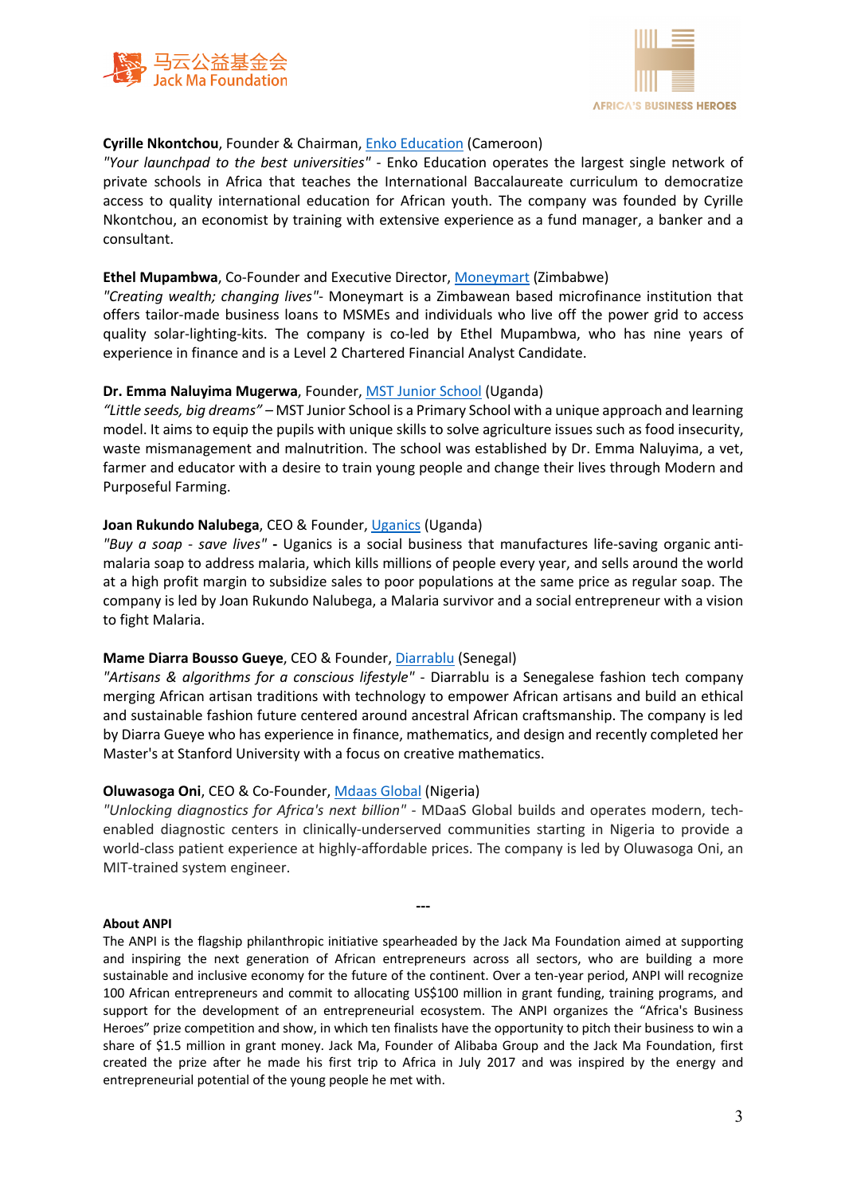**Cyrille Nkontchou**, Founder & Chairman, Enko Education (Cameroon)
*"Your launchpad to the best universities"* - Enko Education operates the largest single network of private schools in Africa that teaches the International Baccalaureate curriculum to democratize access to quality international education for African youth. The company was founded by Cyrille Nkontchou, an economist by training with extensive experience as a fund manager, a banker and a consultant.

**Ethel Mupambwa**, Co-Founder and Executive Director, Moneymart (Zimbabwe)
*"Creating wealth; changing lives"*- Moneymart is a Zimbawean based microfinance institution that offers tailor-made business loans to MSMEs and individuals who live off the power grid to access quality solar-lighting-kits. The company is co-led by Ethel Mupambwa, who has nine years of experience in finance and is a Level 2 Chartered Financial Analyst Candidate.

**Dr. Emma Naluyima Mugerwa**, Founder, MST Junior School (Uganda)
*"Little seeds, big dreams"* – MST Junior School is a Primary School with a unique approach and learning model. It aims to equip the pupils with unique skills to solve agriculture issues such as food insecurity, waste mismanagement and malnutrition. The school was established by Dr. Emma Naluyima, a vet, farmer and educator with a desire to train young people and change their lives through Modern and Purposeful Farming.

**Joan Rukundo Nalubega**, CEO & Founder, Uganics (Uganda)
*"Buy a soap - save lives"* **-** Uganics is a social business that manufactures life-saving organic anti-malaria soap to address malaria, which kills millions of people every year, and sells around the world at a high profit margin to subsidize sales to poor populations at the same price as regular soap. The company is led by Joan Rukundo Nalubega, a Malaria survivor and a social entrepreneur with a vision to fight Malaria.

**Mame Diarra Bousso Gueye**, CEO & Founder, Diarrablu (Senegal)
*"Artisans & algorithms for a conscious lifestyle"* - Diarrablu is a Senegalese fashion tech company merging African artisan traditions with technology to empower African artisans and build an ethical and sustainable fashion future centered around ancestral African craftsmanship. The company is led by Diarra Gueye who has experience in finance, mathematics, and design and recently completed her Master's at Stanford University with a focus on creative mathematics.

**Oluwasoga Oni**, CEO & Co-Founder, Mdaas Global (Nigeria)
*"Unlocking diagnostics for Africa's next billion"* - MDaaS Global builds and operates modern, tech-enabled diagnostic centers in clinically-underserved communities starting in Nigeria to provide a world-class patient experience at highly-affordable prices. The company is led by Oluwasoga Oni, an MIT-trained system engineer.

---

**About ANPI**
The ANPI is the flagship philanthropic initiative spearheaded by the Jack Ma Foundation aimed at supporting and inspiring the next generation of African entrepreneurs across all sectors, who are building a more sustainable and inclusive economy for the future of the continent. Over a ten-year period, ANPI will recognize 100 African entrepreneurs and commit to allocating US$100 million in grant funding, training programs, and support for the development of an entrepreneurial ecosystem. The ANPI organizes the "Africa's Business Heroes" prize competition and show, in which ten finalists have the opportunity to pitch their business to win a share of $1.5 million in grant money. Jack Ma, Founder of Alibaba Group and the Jack Ma Foundation, first created the prize after he made his first trip to Africa in July 2017 and was inspired by the energy and entrepreneurial potential of the young people he met with.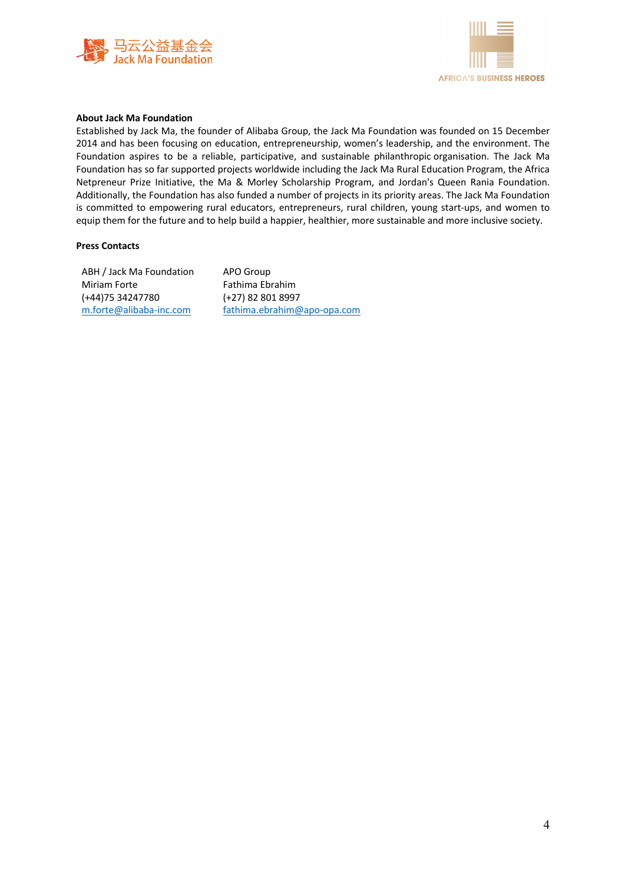**About Jack Ma Foundation**

Established by Jack Ma, the founder of Alibaba Group, the Jack Ma Foundation was founded on 15 December 2014 and has been focusing on education, entrepreneurship, women's leadership, and the environment. The Foundation aspires to be a reliable, participative, and sustainable philanthropic organisation. The Jack Ma Foundation has so far supported projects worldwide including the Jack Ma Rural Education Program, the Africa Netpreneur Prize Initiative, the Ma & Morley Scholarship Program, and Jordan's Queen Rania Foundation. Additionally, the Foundation has also funded a number of projects in its priority areas. The Jack Ma Foundation is committed to empowering rural educators, entrepreneurs, rural children, young start-ups, and women to equip them for the future and to help build a happier, healthier, more sustainable and more inclusive society.

**Press Contacts**

| | |
|---|---|
| ABH / Jack Ma Foundation | APO Group |
| Miriam Forte | Fathima Ebrahim |
| (+44)75 34247780 | (+27) 82 801 8997 |
| m.forte@alibaba-inc.com | fathima.ebrahim@apo-opa.com |